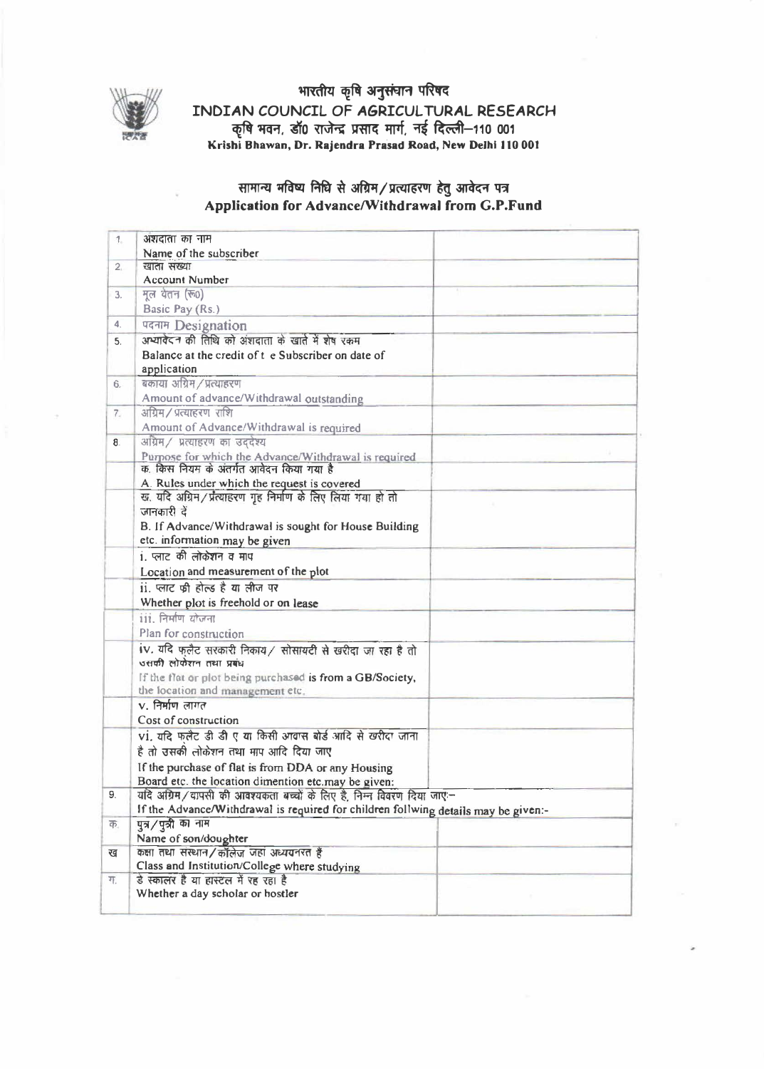# भारतीय कृषि अनुसंधान परिषद
# INDIAN COUNCIL OF AGRICULTURAL RESEARCH

कृषि भवन, डॉ0 राजेन्द्र प्रसाद मार्ग, नई दिल्ली–110 001
**Krishi Bhawan, Dr. Rajendra Prasad Road, New Delhi 110 001**

## सामान्य भविष्य निधि से अग्रिम/प्रत्याहरण हेतु आवेदन पत्र
## Application for Advance/Withdrawal from G.P.Fund

| | | |
|---|---|---|
| 1. | अंशदाता का नाम<br>Name of the subscriber | |
| 2. | खाता संख्या<br>Account Number | |
| 3. | मूल वेतन (रू0)<br>Basic Pay (Rs.) | |
| 4. | पदनाम Designation | |
| 5. | अभ्यावेदन की तिथि को अंशदाता के खाते में शेष रकम<br>Balance at the credit of t e Subscriber on date of application | |
| 6. | बकाया अग्रिम/प्रत्याहरण<br>Amount of advance/Withdrawal outstanding | |
| 7. | अग्रिम/प्रत्याहरण राशि<br>Amount of Advance/Withdrawal is required | |
| 8. | अग्रिम/ प्रत्याहरण का उद्देश्य<br>Purpose for which the Advance/Withdrawal is required | |
| | क. किस नियम के अंतर्गत आवेदन किया गया है<br>A. Rules under which the request is covered | |
| | ख. यदि अग्रिम/प्रत्याहरण गृह निर्माण के लिए लिया गया हो तो जानकारी दें<br>B. If Advance/Withdrawal is sought for House Building etc. information may be given | |
| | i. प्लाट की लोकेशन व माप<br>Location and measurement of the plot | |
| | ii. प्लाट फ्री होल्ड है या लीज पर<br>Whether plot is freehold or on lease | |
| | iii. निर्माण योजना<br>Plan for construction | |
| | iv. यदि फ्लैट सरकारी निकाय/ सोसायटी से खरीदा जा रहा है तो उसकी लोकेशन तथा प्रबंध<br>If the flat or plot being purchased is from a GB/Society, the location and management etc. | |
| | v. निर्माण लागत<br>Cost of construction | |
| | vi. यदि फ्लैट डी डी ए या किसी आवास बोर्ड आदि से खरीदा जाना है तो उसकी लोकेशन तथा माप आदि दिया जाए<br>If the purchase of flat is from DDA or any Housing Board etc. the location dimention etc.may be given: | |
| 9. | यदि अग्रिम/वापसी की आवश्यकता बच्चों के लिए है, निम्न विवरण दिया जाए:–<br>If the Advance/Withdrawal is required for children follwing details may be given:- | |
| क. | पुत्र/पुत्री का नाम<br>Name of son/doughter | |
| ख | कक्षा तथा संस्थान/कॉलेज जहां अध्ययनरत हैं<br>Class and Institution/College where studying | |
| ग. | डे स्कालर है या हास्टल में रह रहा है<br>Whether a day scholar or hostler | |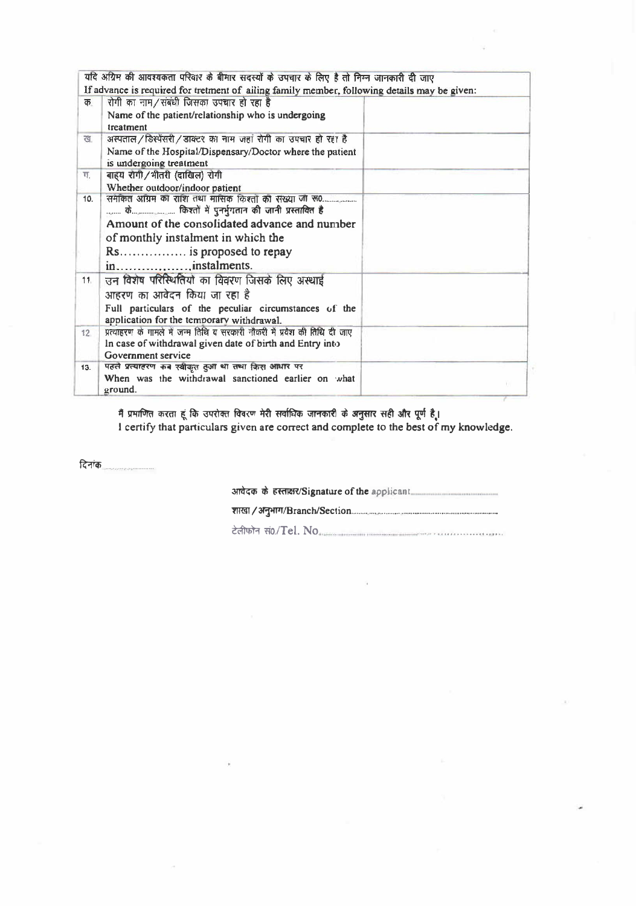| यदि अग्रिम की आवश्यकता परिवार के बीमार सदस्यों के उपचार के लिए है तो निम्न जानकारी दी जाए<br>If advance is required for tretment of ailing family member, following details may be given: | | |
|---|---|---|
| क. | रोगी का नाम/संबंधी जिसका उपचार हो रहा है<br>Name of the patient/relationship who is undergoing treatment | |
| ख. | अस्पताल/डिस्पेंसरी/डाक्टर का नाम जहां रोगी का उपचार हो रहा है<br>Name of the Hospital/Dispensary/Doctor where the patient is undergoing treatment | |
| ग. | बाह्य रोगी/भीतरी (दाखिल) रोगी<br>Whether outdoor/indoor patient | |
| 10. | समेकित अग्रिम का राशि तथा मासिक किश्तों की संख्या जो रू0............ के................ किश्तों में पुनर्भुगतान की जानी प्रस्तावित है<br>Amount of the consolidated advance and number of monthly instalment in which the Rs................ is proposed to repay in.................instalments. | |
| 11. | उन विशेष परिस्थितियों का विवरण जिसके लिए अस्थाई आहरण का आवेदन किया जा रहा है<br>Full particulars of the peculiar circumstances of the application for the temporary withdrawal. | |
| 12. | प्रत्याहरण के मामले में जन्म तिथि व सरकारी नौकरी में प्रवेश की तिथि दी जाए<br>In case of withdrawal given date of birth and Entry into Government service | |
| 13. | पहले प्रत्याहरण कब स्वीकृत हुआ था तथा किस आधार पर<br>When was the withdrawal sanctioned earlier on what ground. | |

मैं प्रमाणित करता हूं कि उपरोक्त विवरण मेरी सर्वाधिक जानकारी के अनुसार सही और पूर्ण है।
I certify that particulars given are correct and complete to the best of my knowledge.

दिनांक..................

आवेदक के हस्ताक्षर/Signature of the applicant..................

शाखा/अनुभाग/Branch/Section..................

टेलीफोन सं0/Tel. No..................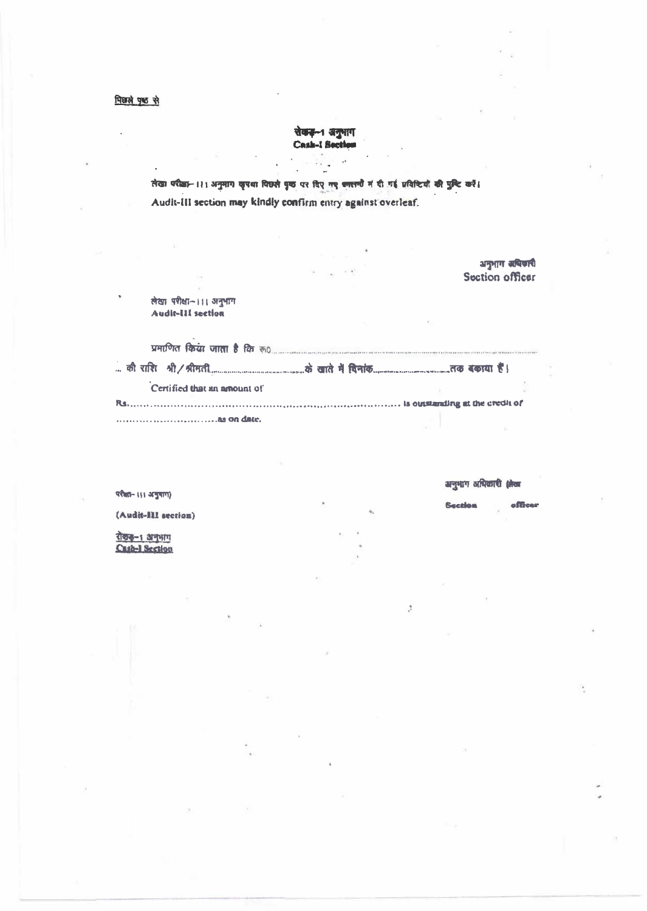<u>पिछले पृष्ठ से</u>

**रोकड़–1 अनुभाग**
**Cash-I Section**

लेखा परीक्षा– III अनुभाग कृपया पिछले पृष्ठ पर दिए गए कालमों में दी गई प्रविष्टियों की पुष्टि करें।
Audit-III section may kindly confirm entry against overleaf.

अनुभाग अधिकारी
Section officer

लेखा परीक्षा– III अनुभाग
**Audit-III section**

प्रमाणित किया जाता है कि रू0..............................................................................
... की राशि श्री/श्रीमती.................................के खाते में दिनांक...........................तक बकाया है।

Certified that an amount of
Rs.................................................................................. is outstanding at the credit of
..............................as on date.

अनुभाग अधिकारी (लेखा
Section officer

परीक्षा– III अनुभाग)

(Audit-III section)

<u>रोकड़–1 अनुभाग</u>
<u>Cash-I Section</u>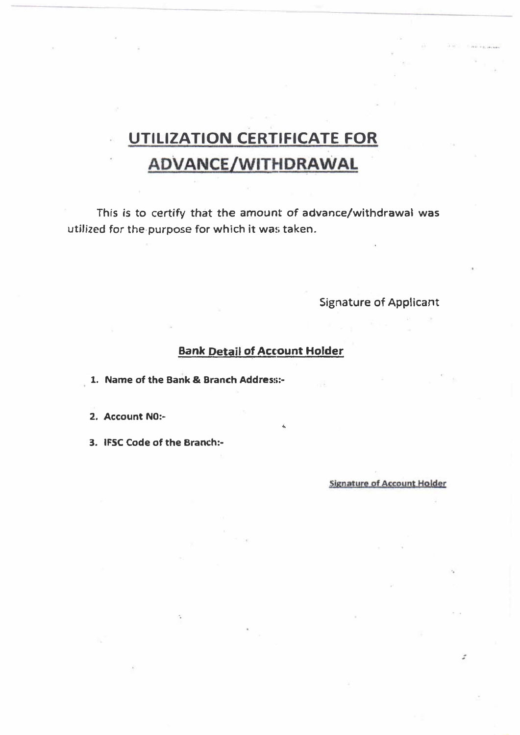# UTILIZATION CERTIFICATE FOR ADVANCE/WITHDRAWAL

This is to certify that the amount of advance/withdrawal was utilized for the purpose for which it was taken.

Signature of Applicant

## Bank Detail of Account Holder

1. **Name of the Bank & Branch Address:-**
2. **Account NO:-**
3. **IFSC Code of the Branch:-**

Signature of Account Holder